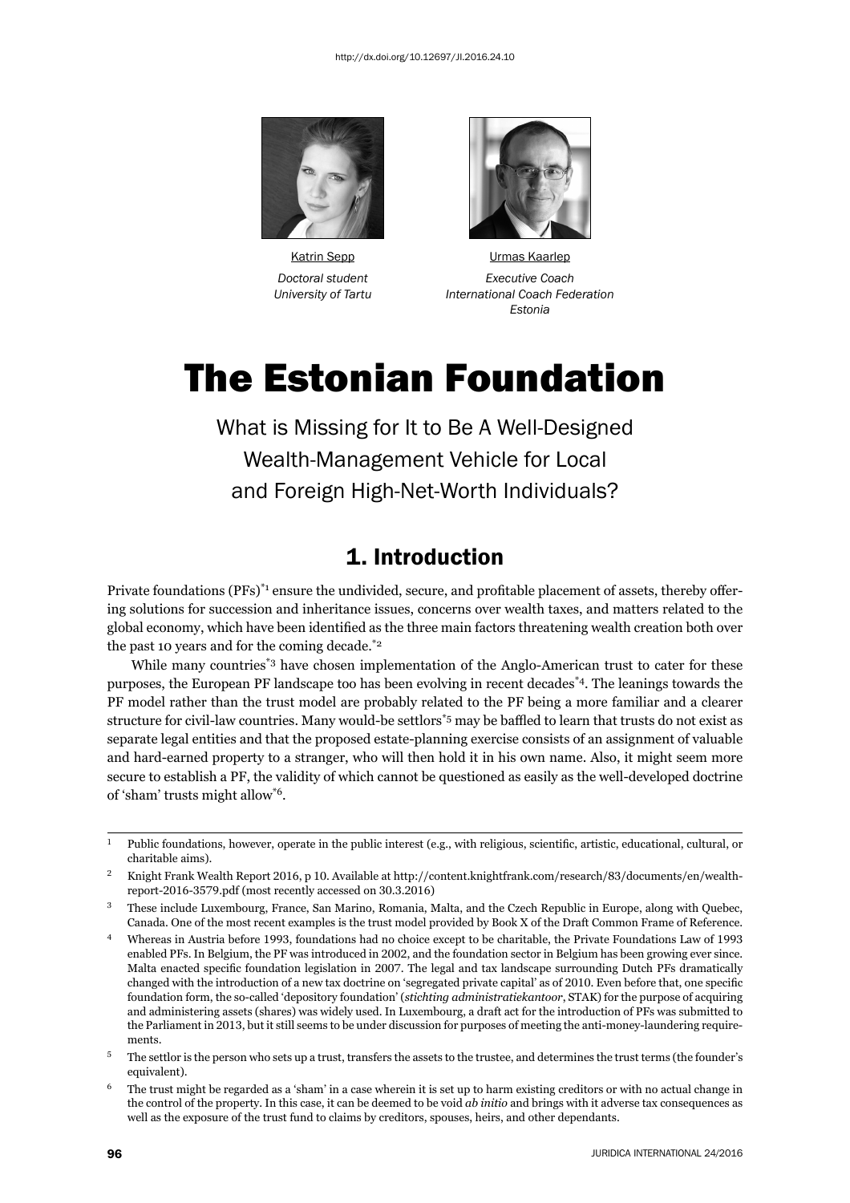http://dx.doi.org/10.12697/JI.2016.24.10

Katrin Sepp
*Doctoral student*
*University of Tartu*

Urmas Kaarlep
*Executive Coach*
*International Coach Federation*
*Estonia*

# The Estonian Foundation

What is Missing for It to Be A Well-Designed Wealth-Management Vehicle for Local and Foreign High-Net-Worth Individuals?

## 1. Introduction

Private foundations (PFs)[*1] ensure the undivided, secure, and profitable placement of assets, thereby offering solutions for succession and inheritance issues, concerns over wealth taxes, and matters related to the global economy, which have been identified as the three main factors threatening wealth creation both over the past 10 years and for the coming decade.[*2]

While many countries[*3] have chosen implementation of the Anglo-American trust to cater for these purposes, the European PF landscape too has been evolving in recent decades[*4]. The leanings towards the PF model rather than the trust model are probably related to the PF being a more familiar and a clearer structure for civil-law countries. Many would-be settlors[*5] may be baffled to learn that trusts do not exist as separate legal entities and that the proposed estate-planning exercise consists of an assignment of valuable and hard-earned property to a stranger, who will then hold it in his own name. Also, it might seem more secure to establish a PF, the validity of which cannot be questioned as easily as the well-developed doctrine of 'sham' trusts might allow[*6].

---

1 Public foundations, however, operate in the public interest (e.g., with religious, scientific, artistic, educational, cultural, or charitable aims).

2 Knight Frank Wealth Report 2016, p 10. Available at http://content.knightfrank.com/research/83/documents/en/wealth-report-2016-3579.pdf (most recently accessed on 30.3.2016)

3 These include Luxembourg, France, San Marino, Romania, Malta, and the Czech Republic in Europe, along with Quebec, Canada. One of the most recent examples is the trust model provided by Book X of the Draft Common Frame of Reference.

4 Whereas in Austria before 1993, foundations had no choice except to be charitable, the Private Foundations Law of 1993 enabled PFs. In Belgium, the PF was introduced in 2002, and the foundation sector in Belgium has been growing ever since. Malta enacted specific foundation legislation in 2007. The legal and tax landscape surrounding Dutch PFs dramatically changed with the introduction of a new tax doctrine on 'segregated private capital' as of 2010. Even before that, one specific foundation form, the so-called 'depository foundation' (*stichting administratiekantoor*, STAK) for the purpose of acquiring and administering assets (shares) was widely used. In Luxembourg, a draft act for the introduction of PFs was submitted to the Parliament in 2013, but it still seems to be under discussion for purposes of meeting the anti-money-laundering requirements.

5 The settlor is the person who sets up a trust, transfers the assets to the trustee, and determines the trust terms (the founder's equivalent).

6 The trust might be regarded as a 'sham' in a case wherein it is set up to harm existing creditors or with no actual change in the control of the property. In this case, it can be deemed to be void *ab initio* and brings with it adverse tax consequences as well as the exposure of the trust fund to claims by creditors, spouses, heirs, and other dependants.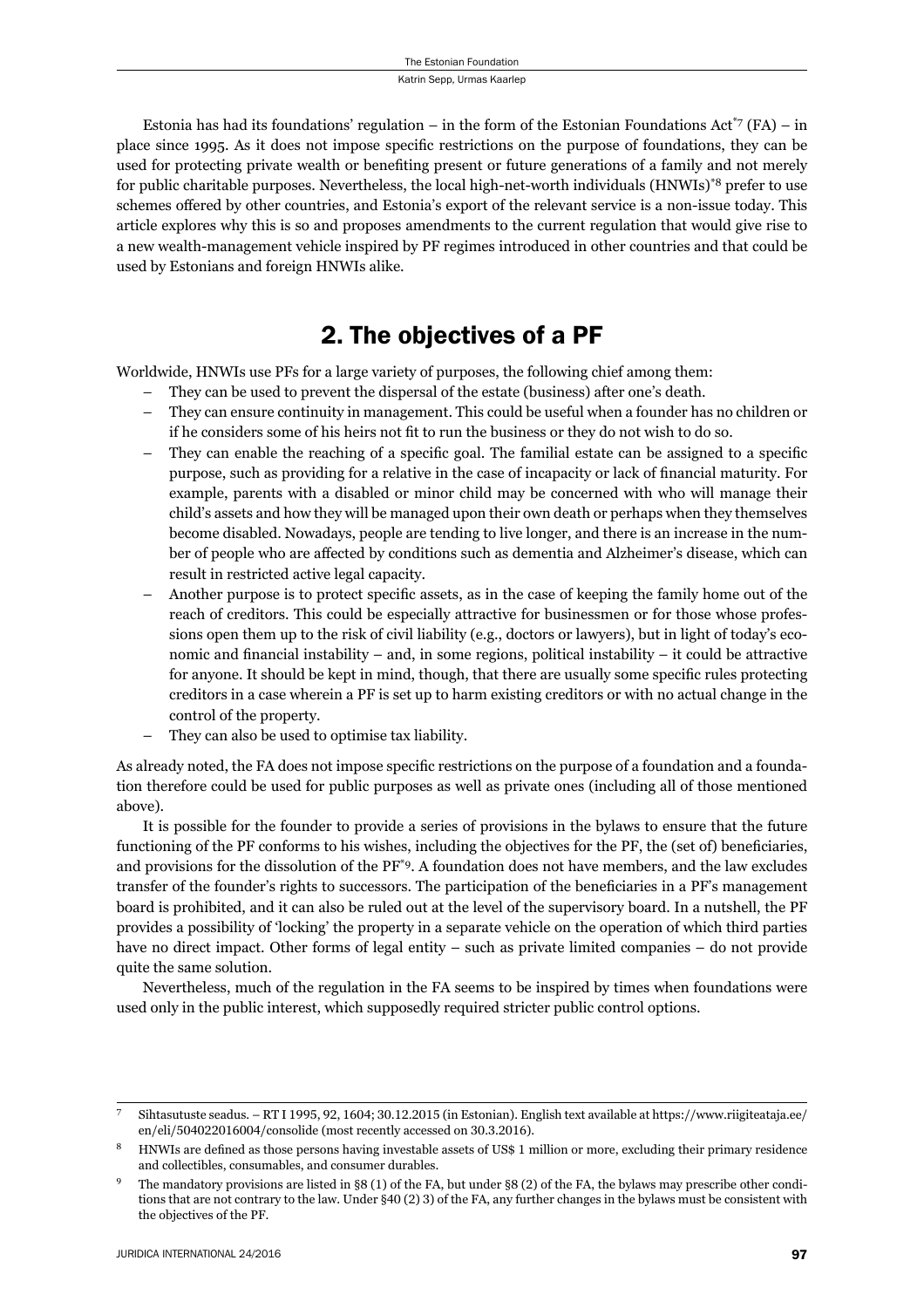Estonia has had its foundations' regulation – in the form of the Estonian Foundations Act[*7] (FA) – in place since 1995. As it does not impose specific restrictions on the purpose of foundations, they can be used for protecting private wealth or benefiting present or future generations of a family and not merely for public charitable purposes. Nevertheless, the local high-net-worth individuals (HNWIs)[*8] prefer to use schemes offered by other countries, and Estonia's export of the relevant service is a non-issue today. This article explores why this is so and proposes amendments to the current regulation that would give rise to a new wealth-management vehicle inspired by PF regimes introduced in other countries and that could be used by Estonians and foreign HNWIs alike.

## 2. The objectives of a PF

Worldwide, HNWIs use PFs for a large variety of purposes, the following chief among them:

– They can be used to prevent the dispersal of the estate (business) after one's death.
– They can ensure continuity in management. This could be useful when a founder has no children or if he considers some of his heirs not fit to run the business or they do not wish to do so.
– They can enable the reaching of a specific goal. The familial estate can be assigned to a specific purpose, such as providing for a relative in the case of incapacity or lack of financial maturity. For example, parents with a disabled or minor child may be concerned with who will manage their child's assets and how they will be managed upon their own death or perhaps when they themselves become disabled. Nowadays, people are tending to live longer, and there is an increase in the number of people who are affected by conditions such as dementia and Alzheimer's disease, which can result in restricted active legal capacity.
– Another purpose is to protect specific assets, as in the case of keeping the family home out of the reach of creditors. This could be especially attractive for businessmen or for those whose professions open them up to the risk of civil liability (e.g., doctors or lawyers), but in light of today's economic and financial instability – and, in some regions, political instability – it could be attractive for anyone. It should be kept in mind, though, that there are usually some specific rules protecting creditors in a case wherein a PF is set up to harm existing creditors or with no actual change in the control of the property.
– They can also be used to optimise tax liability.

As already noted, the FA does not impose specific restrictions on the purpose of a foundation and a foundation therefore could be used for public purposes as well as private ones (including all of those mentioned above).

It is possible for the founder to provide a series of provisions in the bylaws to ensure that the future functioning of the PF conforms to his wishes, including the objectives for the PF, the (set of) beneficiaries, and provisions for the dissolution of the PF[*9]. A foundation does not have members, and the law excludes transfer of the founder's rights to successors. The participation of the beneficiaries in a PF's management board is prohibited, and it can also be ruled out at the level of the supervisory board. In a nutshell, the PF provides a possibility of 'locking' the property in a separate vehicle on the operation of which third parties have no direct impact. Other forms of legal entity – such as private limited companies – do not provide quite the same solution.

Nevertheless, much of the regulation in the FA seems to be inspired by times when foundations were used only in the public interest, which supposedly required stricter public control options.

---

[7] Sihtasutuste seadus. – RT I 1995, 92, 1604; 30.12.2015 (in Estonian). English text available at https://www.riigiteataja.ee/en/eli/504022016004/consolide (most recently accessed on 30.3.2016).

[8] HNWIs are defined as those persons having investable assets of US$ 1 million or more, excluding their primary residence and collectibles, consumables, and consumer durables.

[9] The mandatory provisions are listed in §8 (1) of the FA, but under §8 (2) of the FA, the bylaws may prescribe other conditions that are not contrary to the law. Under §40 (2) 3) of the FA, any further changes in the bylaws must be consistent with the objectives of the PF.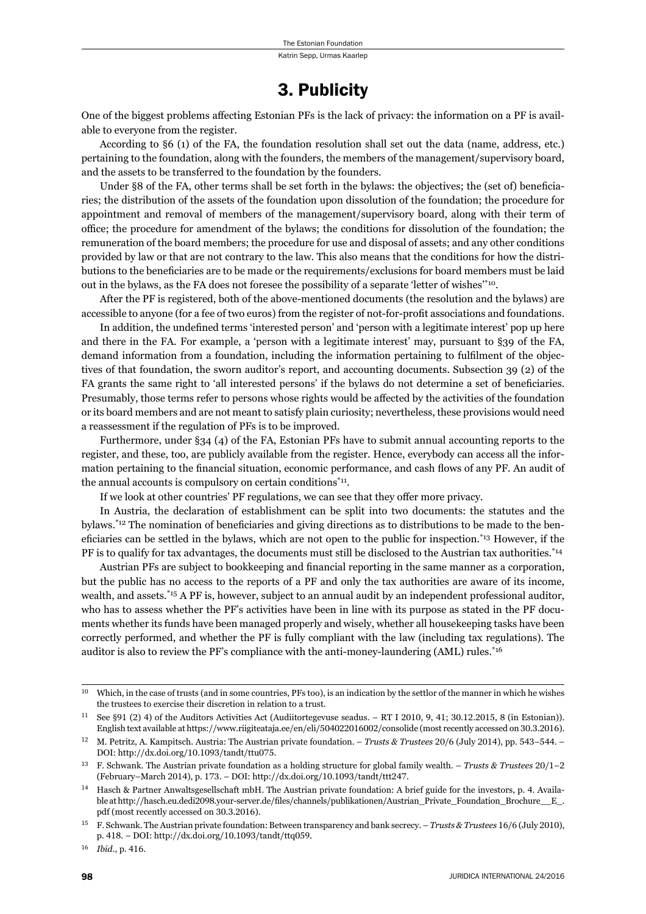## 3. Publicity

One of the biggest problems affecting Estonian PFs is the lack of privacy: the information on a PF is available to everyone from the register.

According to §6 (1) of the FA, the foundation resolution shall set out the data (name, address, etc.) pertaining to the foundation, along with the founders, the members of the management/supervisory board, and the assets to be transferred to the foundation by the founders.

Under §8 of the FA, other terms shall be set forth in the bylaws: the objectives; the (set of) beneficiaries; the distribution of the assets of the foundation upon dissolution of the foundation; the procedure for appointment and removal of members of the management/supervisory board, along with their term of office; the procedure for amendment of the bylaws; the conditions for dissolution of the foundation; the remuneration of the board members; the procedure for use and disposal of assets; and any other conditions provided by law or that are not contrary to the law. This also means that the conditions for how the distributions to the beneficiaries are to be made or the requirements/exclusions for board members must be laid out in the bylaws, as the FA does not foresee the possibility of a separate 'letter of wishes'[*10].

After the PF is registered, both of the above-mentioned documents (the resolution and the bylaws) are accessible to anyone (for a fee of two euros) from the register of not-for-profit associations and foundations.

In addition, the undefined terms 'interested person' and 'person with a legitimate interest' pop up here and there in the FA. For example, a 'person with a legitimate interest' may, pursuant to §39 of the FA, demand information from a foundation, including the information pertaining to fulfilment of the objectives of that foundation, the sworn auditor's report, and accounting documents. Subsection 39 (2) of the FA grants the same right to 'all interested persons' if the bylaws do not determine a set of beneficiaries. Presumably, those terms refer to persons whose rights would be affected by the activities of the foundation or its board members and are not meant to satisfy plain curiosity; nevertheless, these provisions would need a reassessment if the regulation of PFs is to be improved.

Furthermore, under §34 (4) of the FA, Estonian PFs have to submit annual accounting reports to the register, and these, too, are publicly available from the register. Hence, everybody can access all the information pertaining to the financial situation, economic performance, and cash flows of any PF. An audit of the annual accounts is compulsory on certain conditions[*11].

If we look at other countries' PF regulations, we can see that they offer more privacy.

In Austria, the declaration of establishment can be split into two documents: the statutes and the bylaws.[*12] The nomination of beneficiaries and giving directions as to distributions to be made to the beneficiaries can be settled in the bylaws, which are not open to the public for inspection.[*13] However, if the PF is to qualify for tax advantages, the documents must still be disclosed to the Austrian tax authorities.[*14]

Austrian PFs are subject to bookkeeping and financial reporting in the same manner as a corporation, but the public has no access to the reports of a PF and only the tax authorities are aware of its income, wealth, and assets.[*15] A PF is, however, subject to an annual audit by an independent professional auditor, who has to assess whether the PF's activities have been in line with its purpose as stated in the PF documents whether its funds have been managed properly and wisely, whether all housekeeping tasks have been correctly performed, and whether the PF is fully compliant with the law (including tax regulations). The auditor is also to review the PF's compliance with the anti-money-laundering (AML) rules.[*16]

---

10 Which, in the case of trusts (and in some countries, PFs too), is an indication by the settlor of the manner in which he wishes the trustees to exercise their discretion in relation to a trust.

11 See §91 (2) 4) of the Auditors Activities Act (Audiitortegevuse seadus. – RT I 2010, 9, 41; 30.12.2015, 8 (in Estonian)). English text available at https://www.riigiteataja.ee/en/eli/504022016002/consolide (most recently accessed on 30.3.2016).

12 M. Petritz, A. Kampitsch. Austria: The Austrian private foundation. – *Trusts & Trustees* 20/6 (July 2014), pp. 543–544. – DOI: http://dx.doi.org/10.1093/tandt/ttu075.

13 F. Schwank. The Austrian private foundation as a holding structure for global family wealth. – *Trusts & Trustees* 20/1–2 (February–March 2014), p. 173. – DOI: http://dx.doi.org/10.1093/tandt/ttt247.

14 Hasch & Partner Anwaltsgesellschaft mbH. The Austrian private foundation: A brief guide for the investors, p. 4. Available at http://hasch.eu.dedi2098.your-server.de/files/channels/publikationen/Austrian_Private_Foundation_Brochure__E_.pdf (most recently accessed on 30.3.2016).

15 F. Schwank. The Austrian private foundation: Between transparency and bank secrecy. – *Trusts & Trustees* 16/6 (July 2010), p. 418. – DOI: http://dx.doi.org/10.1093/tandt/ttq059.

16 *Ibid*., p. 416.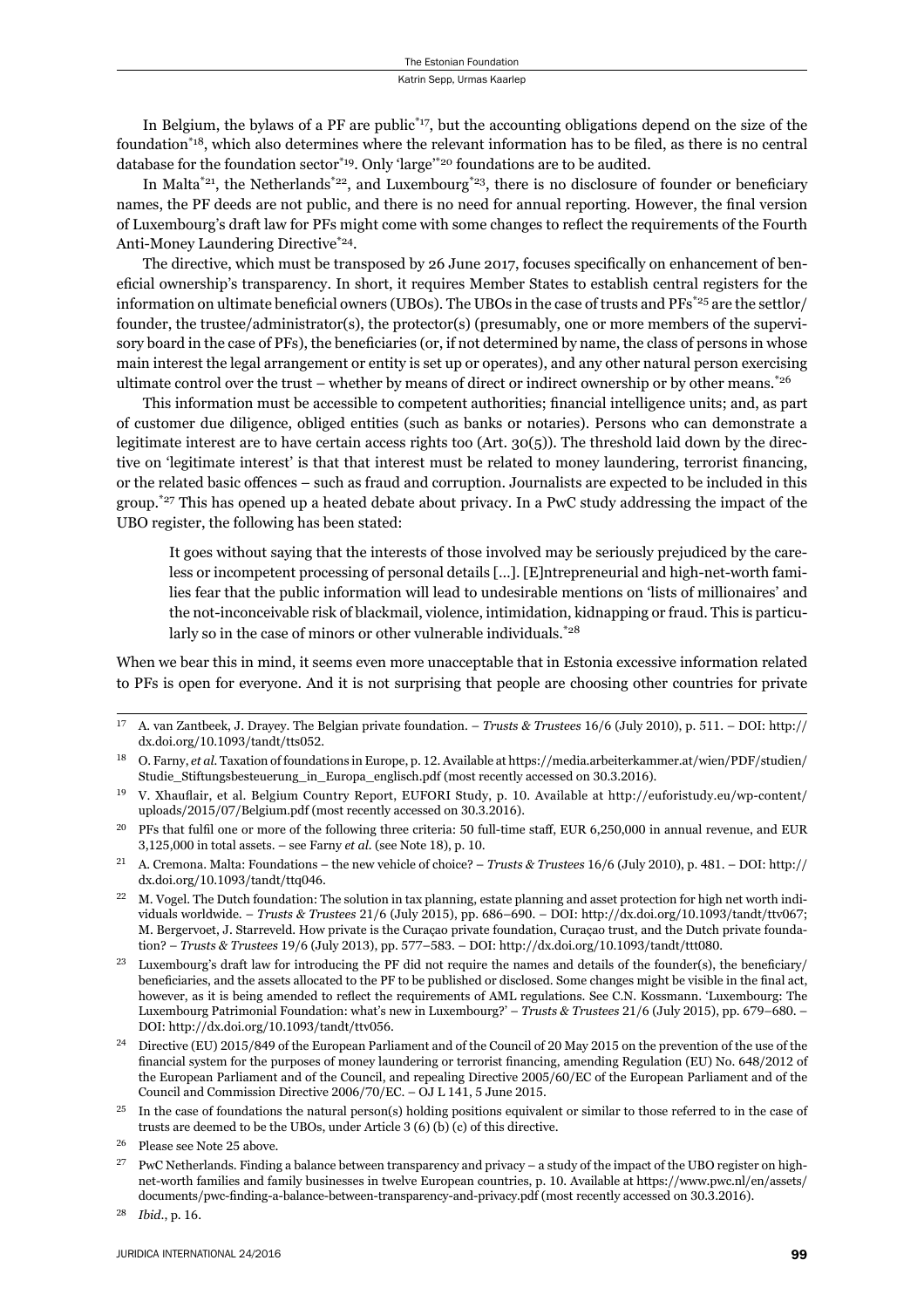In Belgium, the bylaws of a PF are public[*17], but the accounting obligations depend on the size of the foundation[*18], which also determines where the relevant information has to be filed, as there is no central database for the foundation sector[*19]. Only 'large'[*20] foundations are to be audited.

In Malta[*21], the Netherlands[*22], and Luxembourg[*23], there is no disclosure of founder or beneficiary names, the PF deeds are not public, and there is no need for annual reporting. However, the final version of Luxembourg's draft law for PFs might come with some changes to reflect the requirements of the Fourth Anti-Money Laundering Directive[*24].

The directive, which must be transposed by 26 June 2017, focuses specifically on enhancement of beneficial ownership's transparency. In short, it requires Member States to establish central registers for the information on ultimate beneficial owners (UBOs). The UBOs in the case of trusts and PFs[*25] are the settlor/founder, the trustee/administrator(s), the protector(s) (presumably, one or more members of the supervisory board in the case of PFs), the beneficiaries (or, if not determined by name, the class of persons in whose main interest the legal arrangement or entity is set up or operates), and any other natural person exercising ultimate control over the trust – whether by means of direct or indirect ownership or by other means.[*26]

This information must be accessible to competent authorities; financial intelligence units; and, as part of customer due diligence, obliged entities (such as banks or notaries). Persons who can demonstrate a legitimate interest are to have certain access rights too (Art. 30(5)). The threshold laid down by the directive on 'legitimate interest' is that that interest must be related to money laundering, terrorist financing, or the related basic offences – such as fraud and corruption. Journalists are expected to be included in this group.[*27] This has opened up a heated debate about privacy. In a PwC study addressing the impact of the UBO register, the following has been stated:

> It goes without saying that the interests of those involved may be seriously prejudiced by the careless or incompetent processing of personal details […]. [E]ntrepreneurial and high-net-worth families fear that the public information will lead to undesirable mentions on 'lists of millionaires' and the not-inconceivable risk of blackmail, violence, intimidation, kidnapping or fraud. This is particularly so in the case of minors or other vulnerable individuals.[*28]

When we bear this in mind, it seems even more unacceptable that in Estonia excessive information related to PFs is open for everyone. And it is not surprising that people are choosing other countries for private

---

[17] A. van Zantbeek, J. Drayey. The Belgian private foundation. – *Trusts & Trustees* 16/6 (July 2010), p. 511. – DOI: http://dx.doi.org/10.1093/tandt/tts052.

[18] O. Farny, *et al*. Taxation of foundations in Europe, p. 12. Available at https://media.arbeiterkammer.at/wien/PDF/studien/Studie_Stiftungsbesteuerung_in_Europa_englisch.pdf (most recently accessed on 30.3.2016).

[19] V. Xhauflair, et al. Belgium Country Report, EUFORI Study, p. 10. Available at http://euforistudy.eu/wp-content/uploads/2015/07/Belgium.pdf (most recently accessed on 30.3.2016).

[20] PFs that fulfil one or more of the following three criteria: 50 full-time staff, EUR 6,250,000 in annual revenue, and EUR 3,125,000 in total assets. – see Farny *et al.* (see Note 18), p. 10.

[21] A. Cremona. Malta: Foundations – the new vehicle of choice? – *Trusts & Trustees* 16/6 (July 2010), p. 481. – DOI: http://dx.doi.org/10.1093/tandt/ttq046.

[22] M. Vogel. The Dutch foundation: The solution in tax planning, estate planning and asset protection for high net worth individuals worldwide. – *Trusts & Trustees* 21/6 (July 2015), pp. 686–690. – DOI: http://dx.doi.org/10.1093/tandt/ttv067; M. Bergervoet, J. Starreveld. How private is the Curaçao private foundation, Curaçao trust, and the Dutch private foundation? – *Trusts & Trustees* 19/6 (July 2013), pp. 577–583. – DOI: http://dx.doi.org/10.1093/tandt/ttt080.

[23] Luxembourg's draft law for introducing the PF did not require the names and details of the founder(s), the beneficiary/beneficiaries, and the assets allocated to the PF to be published or disclosed. Some changes might be visible in the final act, however, as it is being amended to reflect the requirements of AML regulations. See C.N. Kossmann. 'Luxembourg: The Luxembourg Patrimonial Foundation: what's new in Luxembourg?' – *Trusts & Trustees* 21/6 (July 2015), pp. 679–680. – DOI: http://dx.doi.org/10.1093/tandt/ttv056.

[24] Directive (EU) 2015/849 of the European Parliament and of the Council of 20 May 2015 on the prevention of the use of the financial system for the purposes of money laundering or terrorist financing, amending Regulation (EU) No. 648/2012 of the European Parliament and of the Council, and repealing Directive 2005/60/EC of the European Parliament and of the Council and Commission Directive 2006/70/EC. – OJ L 141, 5 June 2015.

[25] In the case of foundations the natural person(s) holding positions equivalent or similar to those referred to in the case of trusts are deemed to be the UBOs, under Article 3 (6) (b) (c) of this directive.

[26] Please see Note 25 above.

[27] PwC Netherlands. Finding a balance between transparency and privacy – a study of the impact of the UBO register on high-net-worth families and family businesses in twelve European countries, p. 10. Available at https://www.pwc.nl/en/assets/documents/pwc-finding-a-balance-between-transparency-and-privacy.pdf (most recently accessed on 30.3.2016).

[28] *Ibid*., p. 16.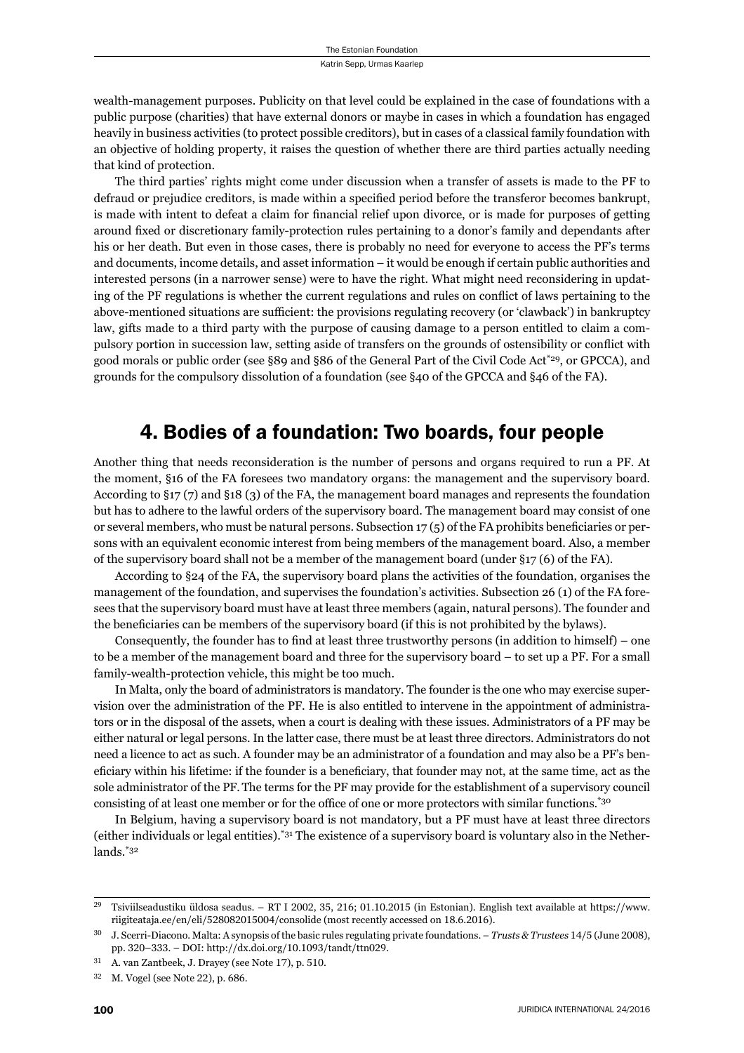wealth-management purposes. Publicity on that level could be explained in the case of foundations with a public purpose (charities) that have external donors or maybe in cases in which a foundation has engaged heavily in business activities (to protect possible creditors), but in cases of a classical family foundation with an objective of holding property, it raises the question of whether there are third parties actually needing that kind of protection.

The third parties' rights might come under discussion when a transfer of assets is made to the PF to defraud or prejudice creditors, is made within a specified period before the transferor becomes bankrupt, is made with intent to defeat a claim for financial relief upon divorce, or is made for purposes of getting around fixed or discretionary family-protection rules pertaining to a donor's family and dependants after his or her death. But even in those cases, there is probably no need for everyone to access the PF's terms and documents, income details, and asset information – it would be enough if certain public authorities and interested persons (in a narrower sense) were to have the right. What might need reconsidering in updating of the PF regulations is whether the current regulations and rules on conflict of laws pertaining to the above-mentioned situations are sufficient: the provisions regulating recovery (or 'clawback') in bankruptcy law, gifts made to a third party with the purpose of causing damage to a person entitled to claim a compulsory portion in succession law, setting aside of transfers on the grounds of ostensibility or conflict with good morals or public order (see §89 and §86 of the General Part of the Civil Code Act[*29], or GPCCA), and grounds for the compulsory dissolution of a foundation (see §40 of the GPCCA and §46 of the FA).

## 4. Bodies of a foundation: Two boards, four people

Another thing that needs reconsideration is the number of persons and organs required to run a PF. At the moment, §16 of the FA foresees two mandatory organs: the management and the supervisory board. According to §17 (7) and §18 (3) of the FA, the management board manages and represents the foundation but has to adhere to the lawful orders of the supervisory board. The management board may consist of one or several members, who must be natural persons. Subsection 17 (5) of the FA prohibits beneficiaries or persons with an equivalent economic interest from being members of the management board. Also, a member of the supervisory board shall not be a member of the management board (under §17 (6) of the FA).

According to §24 of the FA, the supervisory board plans the activities of the foundation, organises the management of the foundation, and supervises the foundation's activities. Subsection 26 (1) of the FA foresees that the supervisory board must have at least three members (again, natural persons). The founder and the beneficiaries can be members of the supervisory board (if this is not prohibited by the bylaws).

Consequently, the founder has to find at least three trustworthy persons (in addition to himself) – one to be a member of the management board and three for the supervisory board – to set up a PF. For a small family-wealth-protection vehicle, this might be too much.

In Malta, only the board of administrators is mandatory. The founder is the one who may exercise supervision over the administration of the PF. He is also entitled to intervene in the appointment of administrators or in the disposal of the assets, when a court is dealing with these issues. Administrators of a PF may be either natural or legal persons. In the latter case, there must be at least three directors. Administrators do not need a licence to act as such. A founder may be an administrator of a foundation and may also be a PF's beneficiary within his lifetime: if the founder is a beneficiary, that founder may not, at the same time, act as the sole administrator of the PF. The terms for the PF may provide for the establishment of a supervisory council consisting of at least one member or for the office of one or more protectors with similar functions.[*30]

In Belgium, having a supervisory board is not mandatory, but a PF must have at least three directors (either individuals or legal entities).[*31] The existence of a supervisory board is voluntary also in the Netherlands.[*32]

---

[29] Tsiviilseadustiku üldosa seadus. – RT I 2002, 35, 216; 01.10.2015 (in Estonian). English text available at https://www.riigiteataja.ee/en/eli/528082015004/consolide (most recently accessed on 18.6.2016).

[30] J. Scerri-Diacono. Malta: A synopsis of the basic rules regulating private foundations. – *Trusts & Trustees* 14/5 (June 2008), pp. 320–333. – DOI: http://dx.doi.org/10.1093/tandt/ttn029.

[31] A. van Zantbeek, J. Drayey (see Note 17), p. 510.

[32] M. Vogel (see Note 22), p. 686.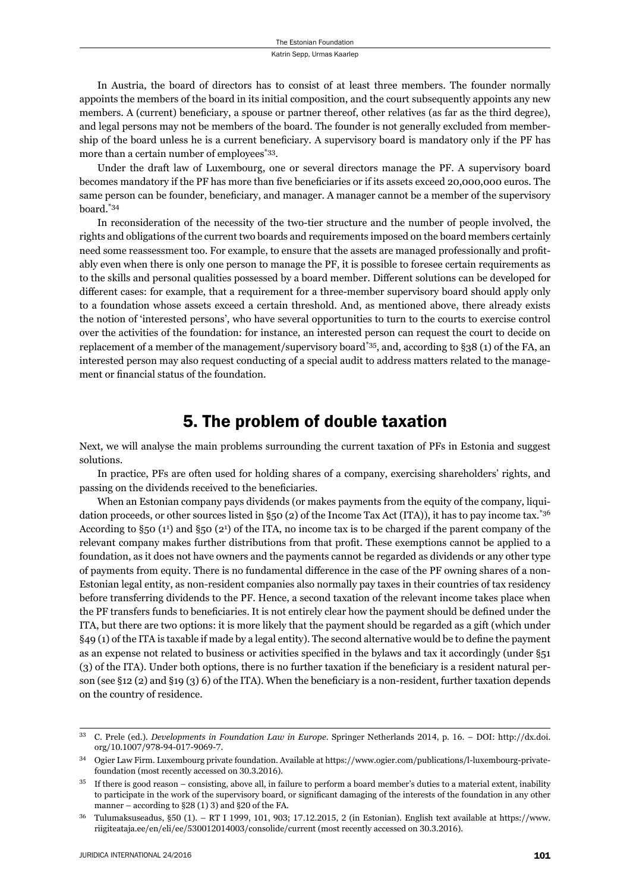In Austria, the board of directors has to consist of at least three members. The founder normally appoints the members of the board in its initial composition, and the court subsequently appoints any new members. A (current) beneficiary, a spouse or partner thereof, other relatives (as far as the third degree), and legal persons may not be members of the board. The founder is not generally excluded from membership of the board unless he is a current beneficiary. A supervisory board is mandatory only if the PF has more than a certain number of employees[*33].

Under the draft law of Luxembourg, one or several directors manage the PF. A supervisory board becomes mandatory if the PF has more than five beneficiaries or if its assets exceed 20,000,000 euros. The same person can be founder, beneficiary, and manager. A manager cannot be a member of the supervisory board.[*34]

In reconsideration of the necessity of the two-tier structure and the number of people involved, the rights and obligations of the current two boards and requirements imposed on the board members certainly need some reassessment too. For example, to ensure that the assets are managed professionally and profitably even when there is only one person to manage the PF, it is possible to foresee certain requirements as to the skills and personal qualities possessed by a board member. Different solutions can be developed for different cases: for example, that a requirement for a three-member supervisory board should apply only to a foundation whose assets exceed a certain threshold. And, as mentioned above, there already exists the notion of 'interested persons', who have several opportunities to turn to the courts to exercise control over the activities of the foundation: for instance, an interested person can request the court to decide on replacement of a member of the management/supervisory board[*35], and, according to §38 (1) of the FA, an interested person may also request conducting of a special audit to address matters related to the management or financial status of the foundation.

## 5. The problem of double taxation

Next, we will analyse the main problems surrounding the current taxation of PFs in Estonia and suggest solutions.

In practice, PFs are often used for holding shares of a company, exercising shareholders' rights, and passing on the dividends received to the beneficiaries.

When an Estonian company pays dividends (or makes payments from the equity of the company, liquidation proceeds, or other sources listed in §50 (2) of the Income Tax Act (ITA)), it has to pay income tax.[*36] According to §50 (1[1]) and §50 (2[1]) of the ITA, no income tax is to be charged if the parent company of the relevant company makes further distributions from that profit. These exemptions cannot be applied to a foundation, as it does not have owners and the payments cannot be regarded as dividends or any other type of payments from equity. There is no fundamental difference in the case of the PF owning shares of a non-Estonian legal entity, as non-resident companies also normally pay taxes in their countries of tax residency before transferring dividends to the PF. Hence, a second taxation of the relevant income takes place when the PF transfers funds to beneficiaries. It is not entirely clear how the payment should be defined under the ITA, but there are two options: it is more likely that the payment should be regarded as a gift (which under §49 (1) of the ITA is taxable if made by a legal entity). The second alternative would be to define the payment as an expense not related to business or activities specified in the bylaws and tax it accordingly (under §51 (3) of the ITA). Under both options, there is no further taxation if the beneficiary is a resident natural person (see §12 (2) and §19 (3) 6) of the ITA). When the beneficiary is a non-resident, further taxation depends on the country of residence.

---

[33] C. Prele (ed.). *Developments in Foundation Law in Europe*. Springer Netherlands 2014, p. 16. – DOI: http://dx.doi.org/10.1007/978-94-017-9069-7.

[34] Ogier Law Firm. Luxembourg private foundation. Available at https://www.ogier.com/publications/l-luxembourg-private-foundation (most recently accessed on 30.3.2016).

[35] If there is good reason – consisting, above all, in failure to perform a board member's duties to a material extent, inability to participate in the work of the supervisory board, or significant damaging of the interests of the foundation in any other manner – according to §28 (1) 3) and §20 of the FA.

[36] Tulumaksuseadus, §50 (1). – RT I 1999, 101, 903; 17.12.2015, 2 (in Estonian). English text available at https://www.riigiteataja.ee/en/eli/ee/530012014003/consolide/current (most recently accessed on 30.3.2016).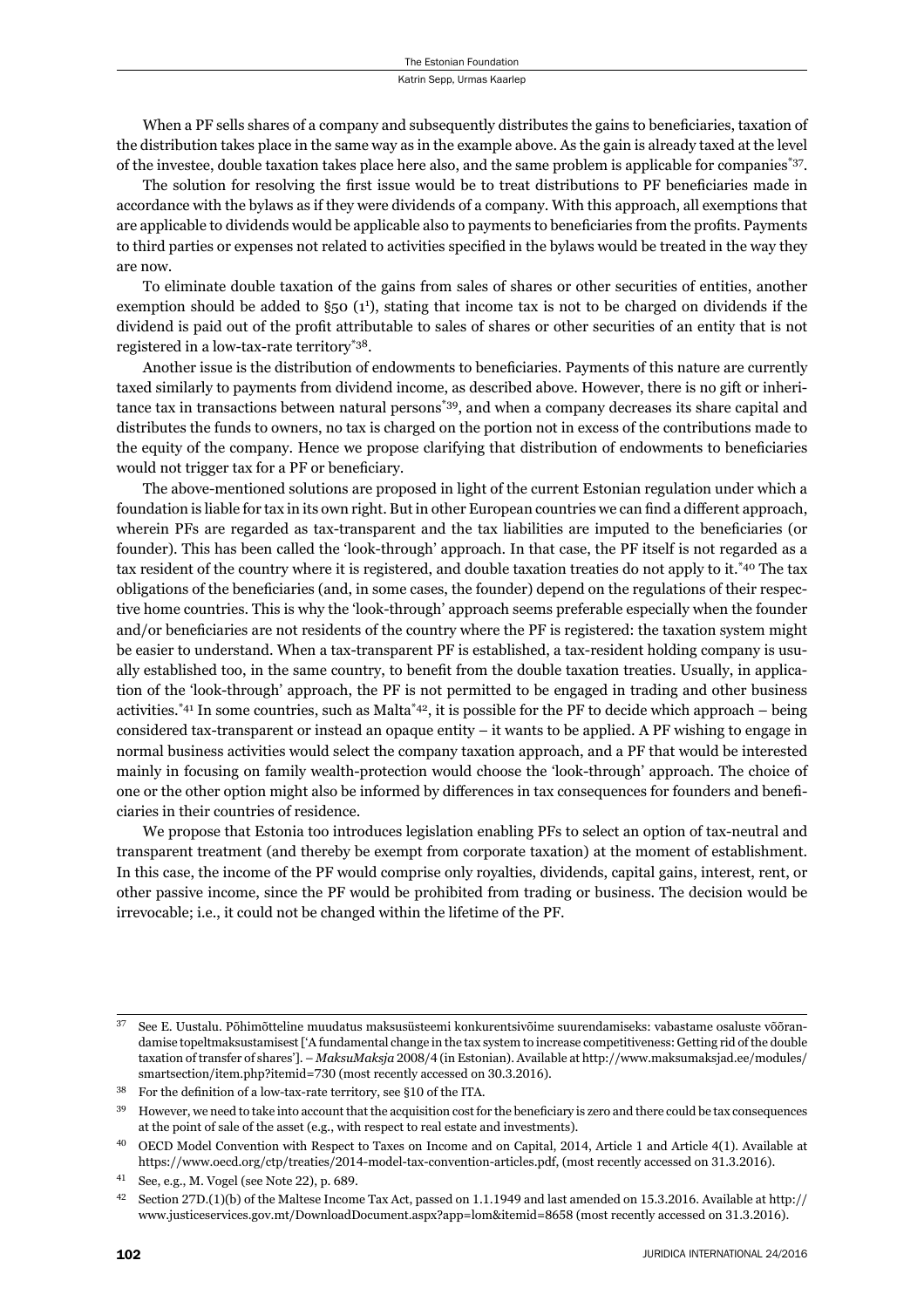When a PF sells shares of a company and subsequently distributes the gains to beneficiaries, taxation of the distribution takes place in the same way as in the example above. As the gain is already taxed at the level of the investee, double taxation takes place here also, and the same problem is applicable for companies[*37].

The solution for resolving the first issue would be to treat distributions to PF beneficiaries made in accordance with the bylaws as if they were dividends of a company. With this approach, all exemptions that are applicable to dividends would be applicable also to payments to beneficiaries from the profits. Payments to third parties or expenses not related to activities specified in the bylaws would be treated in the way they are now.

To eliminate double taxation of the gains from sales of shares or other securities of entities, another exemption should be added to §50 (1[1]), stating that income tax is not to be charged on dividends if the dividend is paid out of the profit attributable to sales of shares or other securities of an entity that is not registered in a low-tax-rate territory[*38].

Another issue is the distribution of endowments to beneficiaries. Payments of this nature are currently taxed similarly to payments from dividend income, as described above. However, there is no gift or inheritance tax in transactions between natural persons[*39], and when a company decreases its share capital and distributes the funds to owners, no tax is charged on the portion not in excess of the contributions made to the equity of the company. Hence we propose clarifying that distribution of endowments to beneficiaries would not trigger tax for a PF or beneficiary.

The above-mentioned solutions are proposed in light of the current Estonian regulation under which a foundation is liable for tax in its own right. But in other European countries we can find a different approach, wherein PFs are regarded as tax-transparent and the tax liabilities are imputed to the beneficiaries (or founder). This has been called the 'look-through' approach. In that case, the PF itself is not regarded as a tax resident of the country where it is registered, and double taxation treaties do not apply to it.[*40] The tax obligations of the beneficiaries (and, in some cases, the founder) depend on the regulations of their respective home countries. This is why the 'look-through' approach seems preferable especially when the founder and/or beneficiaries are not residents of the country where the PF is registered: the taxation system might be easier to understand. When a tax-transparent PF is established, a tax-resident holding company is usually established too, in the same country, to benefit from the double taxation treaties. Usually, in application of the 'look-through' approach, the PF is not permitted to be engaged in trading and other business activities.[*41] In some countries, such as Malta[*42], it is possible for the PF to decide which approach – being considered tax-transparent or instead an opaque entity – it wants to be applied. A PF wishing to engage in normal business activities would select the company taxation approach, and a PF that would be interested mainly in focusing on family wealth-protection would choose the 'look-through' approach. The choice of one or the other option might also be informed by differences in tax consequences for founders and beneficiaries in their countries of residence.

We propose that Estonia too introduces legislation enabling PFs to select an option of tax-neutral and transparent treatment (and thereby be exempt from corporate taxation) at the moment of establishment. In this case, the income of the PF would comprise only royalties, dividends, capital gains, interest, rent, or other passive income, since the PF would be prohibited from trading or business. The decision would be irrevocable; i.e., it could not be changed within the lifetime of the PF.

---

[37] See E. Uustalu. Põhimõtteline muudatus maksusüsteemi konkurentsivõime suurendamiseks: vabastame osaluste võõrandamise topeltmaksustamisest ['A fundamental change in the tax system to increase competitiveness: Getting rid of the double taxation of transfer of shares']. – *MaksuMaksja* 2008/4 (in Estonian). Available at http://www.maksumaksjad.ee/modules/smartsection/item.php?itemid=730 (most recently accessed on 30.3.2016).

[38] For the definition of a low-tax-rate territory, see §10 of the ITA.

[39] However, we need to take into account that the acquisition cost for the beneficiary is zero and there could be tax consequences at the point of sale of the asset (e.g., with respect to real estate and investments).

[40] OECD Model Convention with Respect to Taxes on Income and on Capital, 2014, Article 1 and Article 4(1). Available at https://www.oecd.org/ctp/treaties/2014-model-tax-convention-articles.pdf, (most recently accessed on 31.3.2016).

[41] See, e.g., M. Vogel (see Note 22), p. 689.

[42] Section 27D.(1)(b) of the Maltese Income Tax Act, passed on 1.1.1949 and last amended on 15.3.2016. Available at http://www.justiceservices.gov.mt/DownloadDocument.aspx?app=lom&itemid=8658 (most recently accessed on 31.3.2016).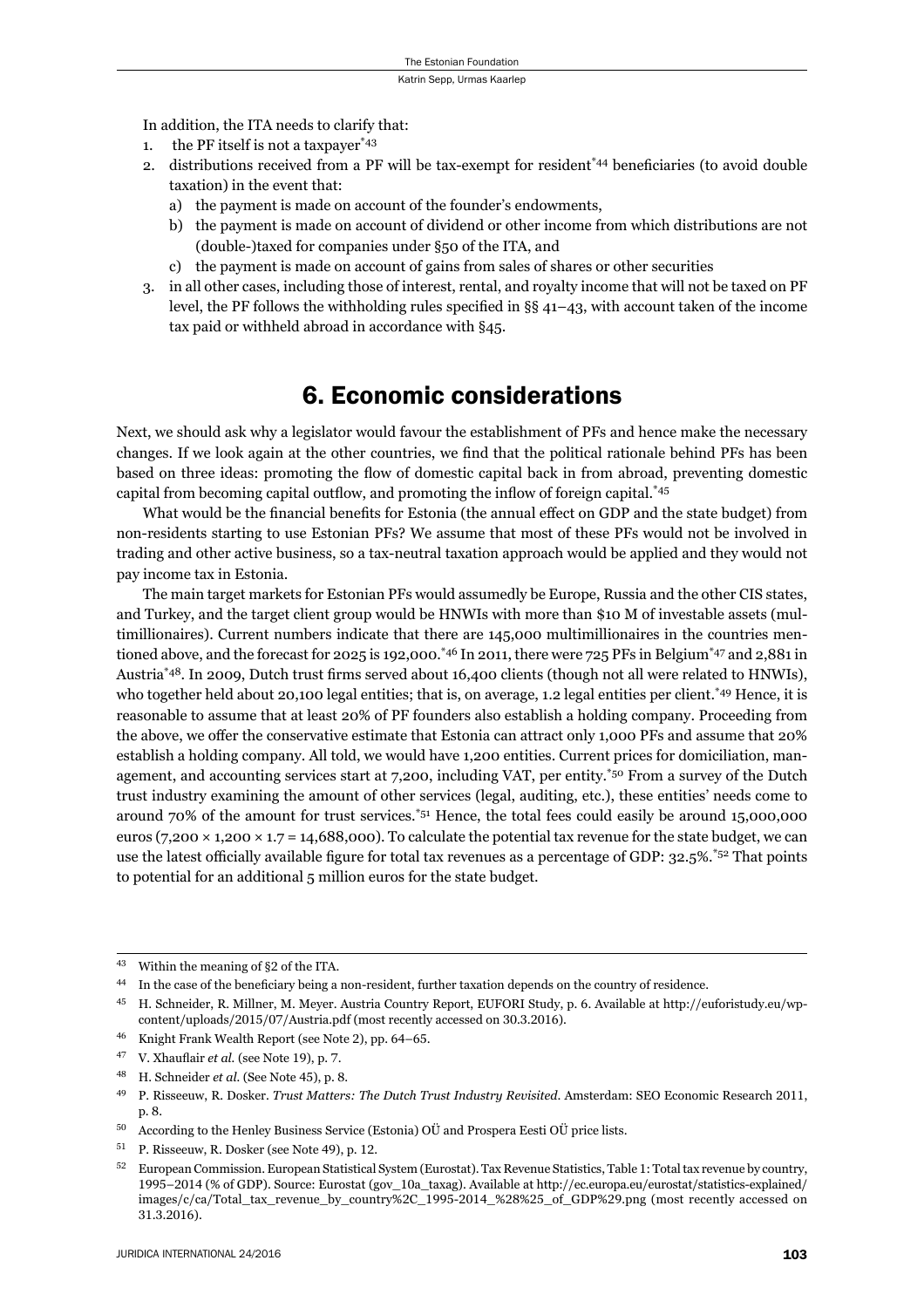In addition, the ITA needs to clarify that:

1. the PF itself is not a taxpayer[*43]
2. distributions received from a PF will be tax-exempt for resident[*44] beneficiaries (to avoid double taxation) in the event that:
   a) the payment is made on account of the founder's endowments,
   b) the payment is made on account of dividend or other income from which distributions are not (double-)taxed for companies under §50 of the ITA, and
   c) the payment is made on account of gains from sales of shares or other securities
3. in all other cases, including those of interest, rental, and royalty income that will not be taxed on PF level, the PF follows the withholding rules specified in §§ 41–43, with account taken of the income tax paid or withheld abroad in accordance with §45.

## 6. Economic considerations

Next, we should ask why a legislator would favour the establishment of PFs and hence make the necessary changes. If we look again at the other countries, we find that the political rationale behind PFs has been based on three ideas: promoting the flow of domestic capital back in from abroad, preventing domestic capital from becoming capital outflow, and promoting the inflow of foreign capital.[*45]

What would be the financial benefits for Estonia (the annual effect on GDP and the state budget) from non-residents starting to use Estonian PFs? We assume that most of these PFs would not be involved in trading and other active business, so a tax-neutral taxation approach would be applied and they would not pay income tax in Estonia.

The main target markets for Estonian PFs would assumedly be Europe, Russia and the other CIS states, and Turkey, and the target client group would be HNWIs with more than \$10 M of investable assets (multimillionaires). Current numbers indicate that there are 145,000 multimillionaires in the countries mentioned above, and the forecast for 2025 is 192,000.[*46] In 2011, there were 725 PFs in Belgium[*47] and 2,881 in Austria[*48]. In 2009, Dutch trust firms served about 16,400 clients (though not all were related to HNWIs), who together held about 20,100 legal entities; that is, on average, 1.2 legal entities per client.[*49] Hence, it is reasonable to assume that at least 20% of PF founders also establish a holding company. Proceeding from the above, we offer the conservative estimate that Estonia can attract only 1,000 PFs and assume that 20% establish a holding company. All told, we would have 1,200 entities. Current prices for domiciliation, management, and accounting services start at 7,200, including VAT, per entity.[*50] From a survey of the Dutch trust industry examining the amount of other services (legal, auditing, etc.), these entities' needs come to around 70% of the amount for trust services.[*51] Hence, the total fees could easily be around 15,000,000 euros (7,200 × 1,200 × 1.7 = 14,688,000). To calculate the potential tax revenue for the state budget, we can use the latest officially available figure for total tax revenues as a percentage of GDP: 32.5%.[*52] That points to potential for an additional 5 million euros for the state budget.

---

43 Within the meaning of §2 of the ITA.

44 In the case of the beneficiary being a non-resident, further taxation depends on the country of residence.

45 H. Schneider, R. Millner, M. Meyer. Austria Country Report, EUFORI Study, p. 6. Available at http://euforistudy.eu/wp-content/uploads/2015/07/Austria.pdf (most recently accessed on 30.3.2016).

46 Knight Frank Wealth Report (see Note 2), pp. 64–65.

47 V. Xhauflair *et al.* (see Note 19), p. 7.

48 H. Schneider *et al.* (See Note 45), p. 8.

49 P. Risseeuw, R. Dosker. *Trust Matters: The Dutch Trust Industry Revisited*. Amsterdam: SEO Economic Research 2011, p. 8.

50 According to the Henley Business Service (Estonia) OÜ and Prospera Eesti OÜ price lists.

51 P. Risseeuw, R. Dosker (see Note 49), p. 12.

52 European Commission. European Statistical System (Eurostat). Tax Revenue Statistics, Table 1: Total tax revenue by country, 1995–2014 (% of GDP). Source: Eurostat (gov_10a_taxag). Available at http://ec.europa.eu/eurostat/statistics-explained/images/c/ca/Total_tax_revenue_by_country%2C_1995-2014_%28%25_of_GDP%29.png (most recently accessed on 31.3.2016).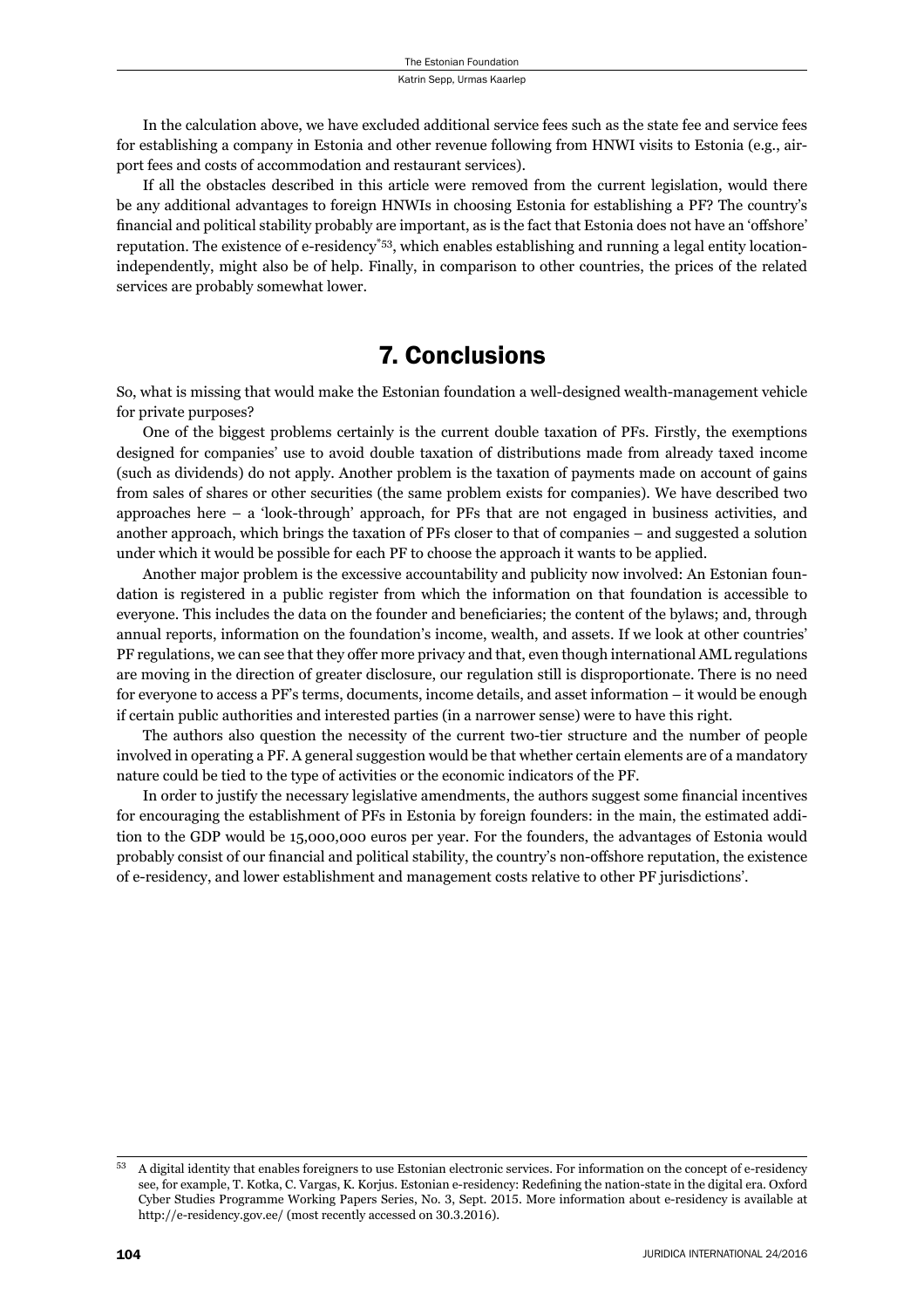In the calculation above, we have excluded additional service fees such as the state fee and service fees for establishing a company in Estonia and other revenue following from HNWI visits to Estonia (e.g., airport fees and costs of accommodation and restaurant services).

If all the obstacles described in this article were removed from the current legislation, would there be any additional advantages to foreign HNWIs in choosing Estonia for establishing a PF? The country's financial and political stability probably are important, as is the fact that Estonia does not have an 'offshore' reputation. The existence of e-residency*[53], which enables establishing and running a legal entity location-independently, might also be of help. Finally, in comparison to other countries, the prices of the related services are probably somewhat lower.

## 7. Conclusions

So, what is missing that would make the Estonian foundation a well-designed wealth-management vehicle for private purposes?

One of the biggest problems certainly is the current double taxation of PFs. Firstly, the exemptions designed for companies' use to avoid double taxation of distributions made from already taxed income (such as dividends) do not apply. Another problem is the taxation of payments made on account of gains from sales of shares or other securities (the same problem exists for companies). We have described two approaches here – a 'look-through' approach, for PFs that are not engaged in business activities, and another approach, which brings the taxation of PFs closer to that of companies – and suggested a solution under which it would be possible for each PF to choose the approach it wants to be applied.

Another major problem is the excessive accountability and publicity now involved: An Estonian foundation is registered in a public register from which the information on that foundation is accessible to everyone. This includes the data on the founder and beneficiaries; the content of the bylaws; and, through annual reports, information on the foundation's income, wealth, and assets. If we look at other countries' PF regulations, we can see that they offer more privacy and that, even though international AML regulations are moving in the direction of greater disclosure, our regulation still is disproportionate. There is no need for everyone to access a PF's terms, documents, income details, and asset information – it would be enough if certain public authorities and interested parties (in a narrower sense) were to have this right.

The authors also question the necessity of the current two-tier structure and the number of people involved in operating a PF. A general suggestion would be that whether certain elements are of a mandatory nature could be tied to the type of activities or the economic indicators of the PF.

In order to justify the necessary legislative amendments, the authors suggest some financial incentives for encouraging the establishment of PFs in Estonia by foreign founders: in the main, the estimated addition to the GDP would be 15,000,000 euros per year. For the founders, the advantages of Estonia would probably consist of our financial and political stability, the country's non-offshore reputation, the existence of e-residency, and lower establishment and management costs relative to other PF jurisdictions'.

---

[53] A digital identity that enables foreigners to use Estonian electronic services. For information on the concept of e-residency see, for example, T. Kotka, C. Vargas, K. Korjus. Estonian e-residency: Redefining the nation-state in the digital era. Oxford Cyber Studies Programme Working Papers Series, No. 3, Sept. 2015. More information about e-residency is available at http://e-residency.gov.ee/ (most recently accessed on 30.3.2016).